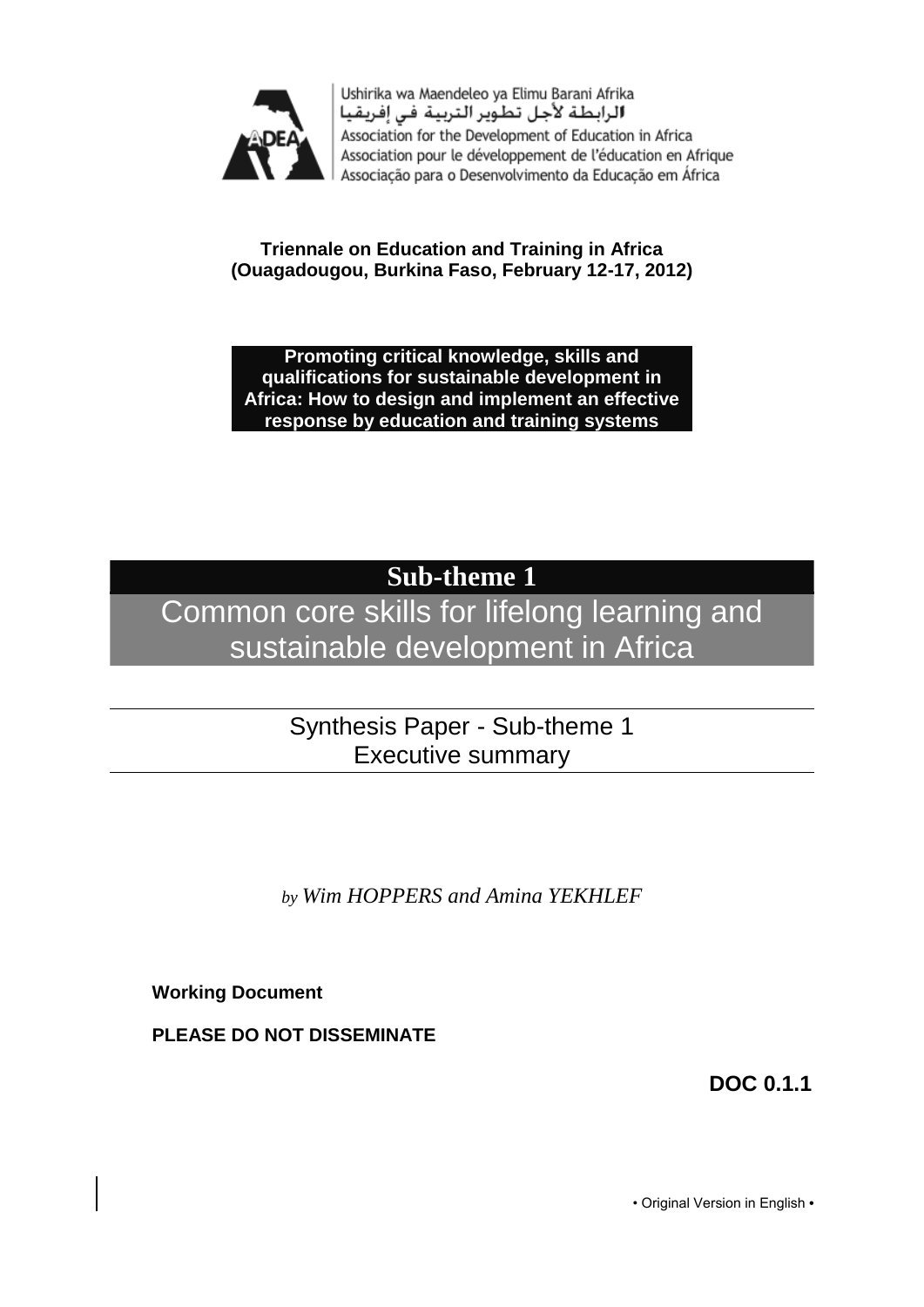Ushirika wa Maendeleo ya Elimu Barani Afrika
الرابطة لأجل تطوير التربية في إفريقيا
Association for the Development of Education in Africa
Association pour le développement de l'éducation en Afrique
Associação para o Desenvolvimento da Educação em África

**Triennale on Education and Training in Africa**
**(Ouagadougou, Burkina Faso, February 12-17, 2012)**

**Promoting critical knowledge, skills and qualifications for sustainable development in Africa: How to design and implement an effective response by education and training systems**

# Sub-theme 1

# Common core skills for lifelong learning and sustainable development in Africa

## Synthesis Paper - Sub-theme 1
## Executive summary

*by Wim HOPPERS and Amina YEKHLEF*

**Working Document**

**PLEASE DO NOT DISSEMINATE**

**DOC 0.1.1**

• Original Version in English •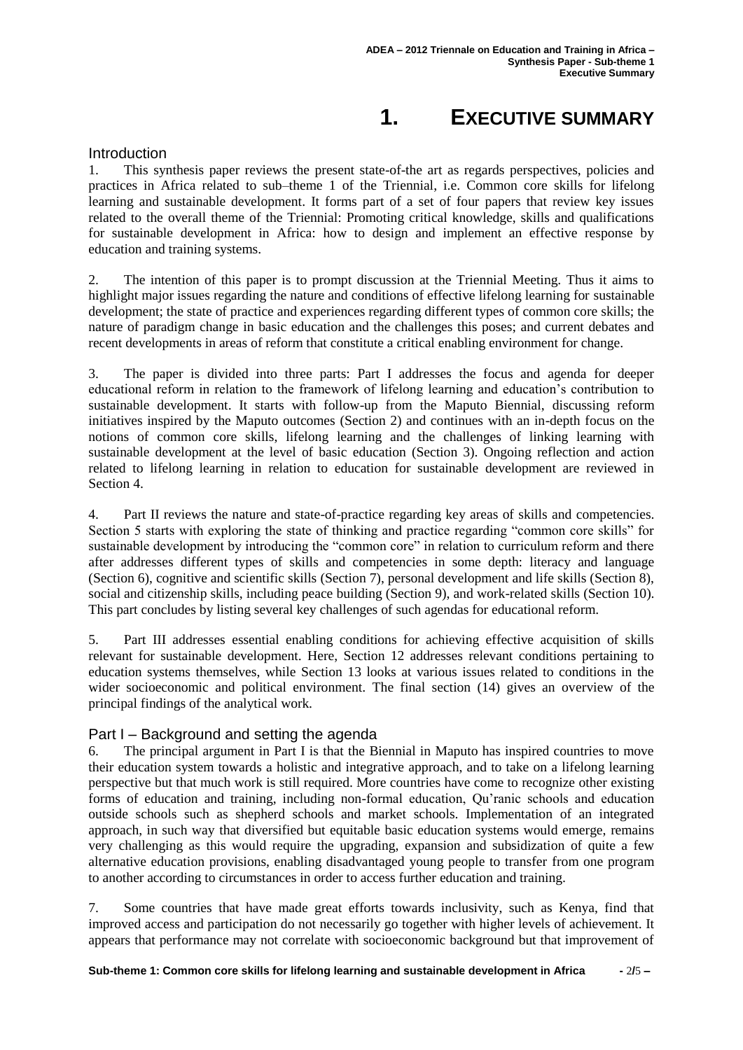# 1. EXECUTIVE SUMMARY

## Introduction

1. This synthesis paper reviews the present state-of-the art as regards perspectives, policies and practices in Africa related to sub–theme 1 of the Triennial, i.e. Common core skills for lifelong learning and sustainable development. It forms part of a set of four papers that review key issues related to the overall theme of the Triennial: Promoting critical knowledge, skills and qualifications for sustainable development in Africa: how to design and implement an effective response by education and training systems.

2. The intention of this paper is to prompt discussion at the Triennial Meeting. Thus it aims to highlight major issues regarding the nature and conditions of effective lifelong learning for sustainable development; the state of practice and experiences regarding different types of common core skills; the nature of paradigm change in basic education and the challenges this poses; and current debates and recent developments in areas of reform that constitute a critical enabling environment for change.

3. The paper is divided into three parts: Part I addresses the focus and agenda for deeper educational reform in relation to the framework of lifelong learning and education's contribution to sustainable development. It starts with follow-up from the Maputo Biennial, discussing reform initiatives inspired by the Maputo outcomes (Section 2) and continues with an in-depth focus on the notions of common core skills, lifelong learning and the challenges of linking learning with sustainable development at the level of basic education (Section 3). Ongoing reflection and action related to lifelong learning in relation to education for sustainable development are reviewed in Section 4.

4. Part II reviews the nature and state-of-practice regarding key areas of skills and competencies. Section 5 starts with exploring the state of thinking and practice regarding "common core skills" for sustainable development by introducing the "common core" in relation to curriculum reform and there after addresses different types of skills and competencies in some depth: literacy and language (Section 6), cognitive and scientific skills (Section 7), personal development and life skills (Section 8), social and citizenship skills, including peace building (Section 9), and work-related skills (Section 10). This part concludes by listing several key challenges of such agendas for educational reform.

5. Part III addresses essential enabling conditions for achieving effective acquisition of skills relevant for sustainable development. Here, Section 12 addresses relevant conditions pertaining to education systems themselves, while Section 13 looks at various issues related to conditions in the wider socioeconomic and political environment. The final section (14) gives an overview of the principal findings of the analytical work.

## Part I – Background and setting the agenda

6. The principal argument in Part I is that the Biennial in Maputo has inspired countries to move their education system towards a holistic and integrative approach, and to take on a lifelong learning perspective but that much work is still required. More countries have come to recognize other existing forms of education and training, including non-formal education, Qu'ranic schools and education outside schools such as shepherd schools and market schools. Implementation of an integrated approach, in such way that diversified but equitable basic education systems would emerge, remains very challenging as this would require the upgrading, expansion and subsidization of quite a few alternative education provisions, enabling disadvantaged young people to transfer from one program to another according to circumstances in order to access further education and training.

7. Some countries that have made great efforts towards inclusivity, such as Kenya, find that improved access and participation do not necessarily go together with higher levels of achievement. It appears that performance may not correlate with socioeconomic background but that improvement of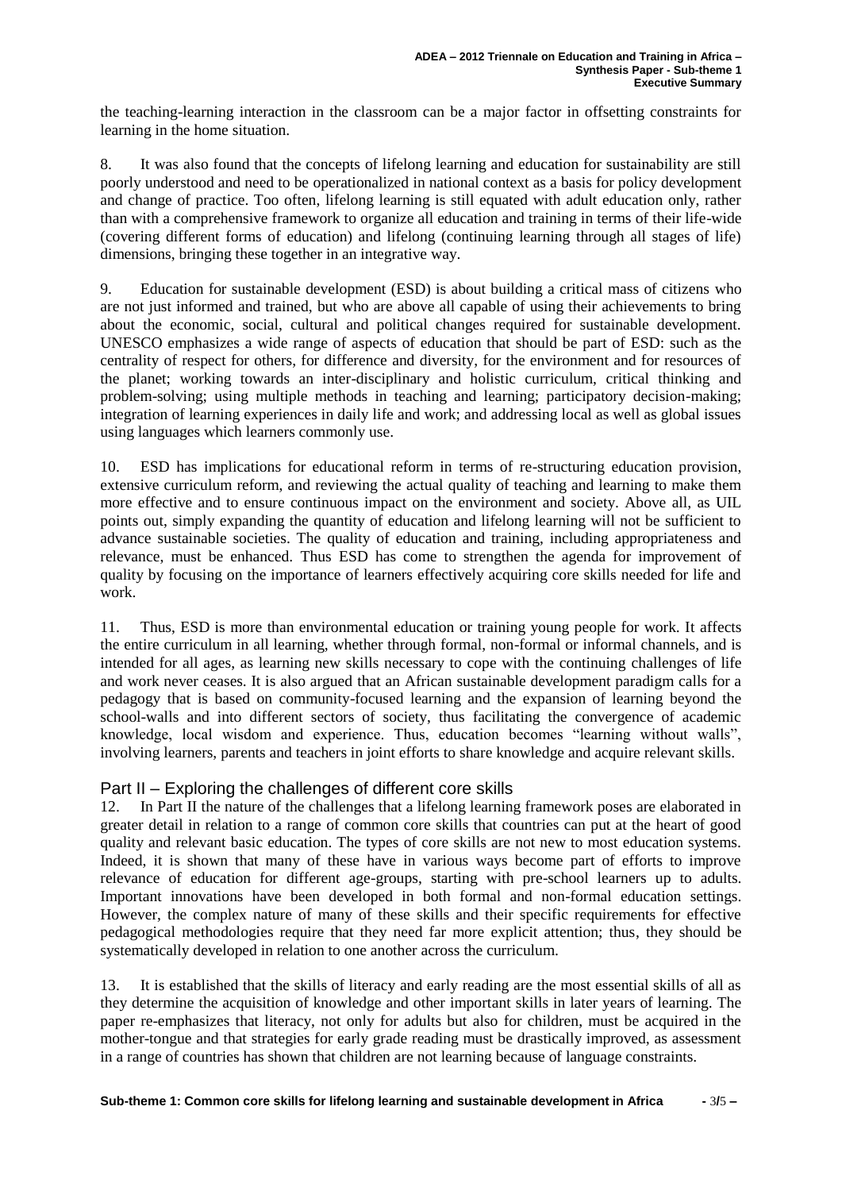the teaching-learning interaction in the classroom can be a major factor in offsetting constraints for learning in the home situation.

8. It was also found that the concepts of lifelong learning and education for sustainability are still poorly understood and need to be operationalized in national context as a basis for policy development and change of practice. Too often, lifelong learning is still equated with adult education only, rather than with a comprehensive framework to organize all education and training in terms of their life-wide (covering different forms of education) and lifelong (continuing learning through all stages of life) dimensions, bringing these together in an integrative way.

9. Education for sustainable development (ESD) is about building a critical mass of citizens who are not just informed and trained, but who are above all capable of using their achievements to bring about the economic, social, cultural and political changes required for sustainable development. UNESCO emphasizes a wide range of aspects of education that should be part of ESD: such as the centrality of respect for others, for difference and diversity, for the environment and for resources of the planet; working towards an inter-disciplinary and holistic curriculum, critical thinking and problem-solving; using multiple methods in teaching and learning; participatory decision-making; integration of learning experiences in daily life and work; and addressing local as well as global issues using languages which learners commonly use.

10. ESD has implications for educational reform in terms of re-structuring education provision, extensive curriculum reform, and reviewing the actual quality of teaching and learning to make them more effective and to ensure continuous impact on the environment and society. Above all, as UIL points out, simply expanding the quantity of education and lifelong learning will not be sufficient to advance sustainable societies. The quality of education and training, including appropriateness and relevance, must be enhanced. Thus ESD has come to strengthen the agenda for improvement of quality by focusing on the importance of learners effectively acquiring core skills needed for life and work.

11. Thus, ESD is more than environmental education or training young people for work. It affects the entire curriculum in all learning, whether through formal, non-formal or informal channels, and is intended for all ages, as learning new skills necessary to cope with the continuing challenges of life and work never ceases. It is also argued that an African sustainable development paradigm calls for a pedagogy that is based on community-focused learning and the expansion of learning beyond the school-walls and into different sectors of society, thus facilitating the convergence of academic knowledge, local wisdom and experience. Thus, education becomes "learning without walls", involving learners, parents and teachers in joint efforts to share knowledge and acquire relevant skills.

## Part II – Exploring the challenges of different core skills

12. In Part II the nature of the challenges that a lifelong learning framework poses are elaborated in greater detail in relation to a range of common core skills that countries can put at the heart of good quality and relevant basic education. The types of core skills are not new to most education systems. Indeed, it is shown that many of these have in various ways become part of efforts to improve relevance of education for different age-groups, starting with pre-school learners up to adults. Important innovations have been developed in both formal and non-formal education settings. However, the complex nature of many of these skills and their specific requirements for effective pedagogical methodologies require that they need far more explicit attention; thus, they should be systematically developed in relation to one another across the curriculum.

13. It is established that the skills of literacy and early reading are the most essential skills of all as they determine the acquisition of knowledge and other important skills in later years of learning. The paper re-emphasizes that literacy, not only for adults but also for children, must be acquired in the mother-tongue and that strategies for early grade reading must be drastically improved, as assessment in a range of countries has shown that children are not learning because of language constraints.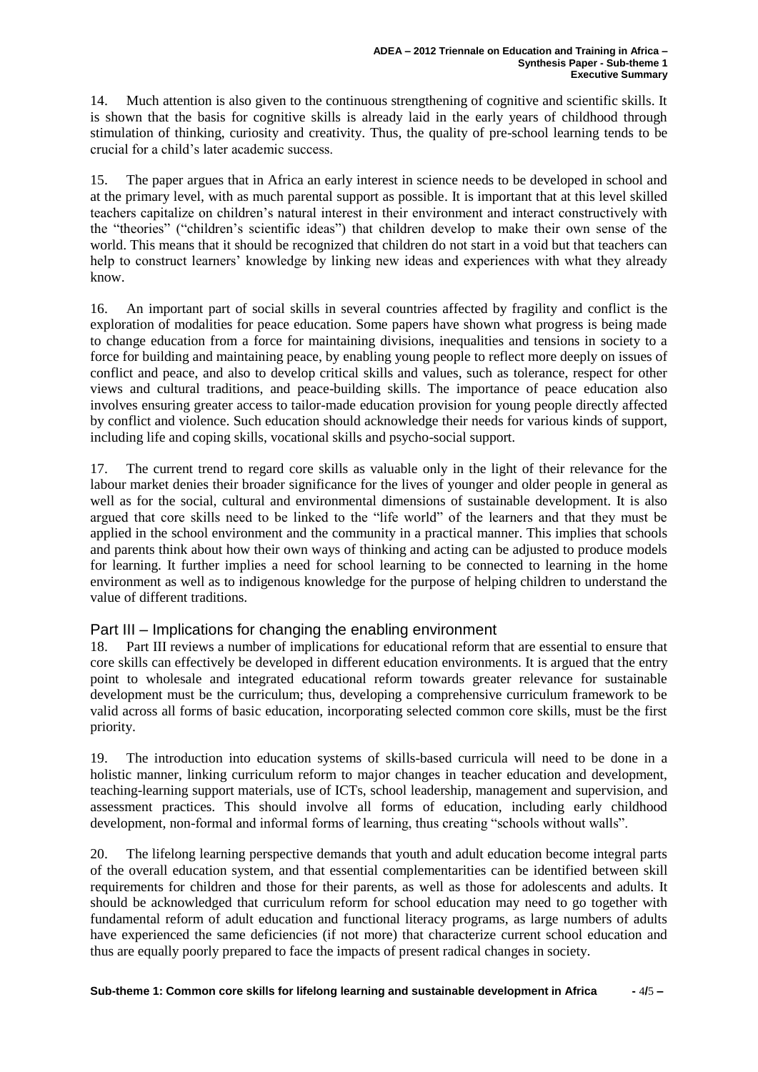14. Much attention is also given to the continuous strengthening of cognitive and scientific skills. It is shown that the basis for cognitive skills is already laid in the early years of childhood through stimulation of thinking, curiosity and creativity. Thus, the quality of pre-school learning tends to be crucial for a child's later academic success.

15. The paper argues that in Africa an early interest in science needs to be developed in school and at the primary level, with as much parental support as possible. It is important that at this level skilled teachers capitalize on children's natural interest in their environment and interact constructively with the "theories" ("children's scientific ideas") that children develop to make their own sense of the world. This means that it should be recognized that children do not start in a void but that teachers can help to construct learners' knowledge by linking new ideas and experiences with what they already know.

16. An important part of social skills in several countries affected by fragility and conflict is the exploration of modalities for peace education. Some papers have shown what progress is being made to change education from a force for maintaining divisions, inequalities and tensions in society to a force for building and maintaining peace, by enabling young people to reflect more deeply on issues of conflict and peace, and also to develop critical skills and values, such as tolerance, respect for other views and cultural traditions, and peace-building skills. The importance of peace education also involves ensuring greater access to tailor-made education provision for young people directly affected by conflict and violence. Such education should acknowledge their needs for various kinds of support, including life and coping skills, vocational skills and psycho-social support.

17. The current trend to regard core skills as valuable only in the light of their relevance for the labour market denies their broader significance for the lives of younger and older people in general as well as for the social, cultural and environmental dimensions of sustainable development. It is also argued that core skills need to be linked to the "life world" of the learners and that they must be applied in the school environment and the community in a practical manner. This implies that schools and parents think about how their own ways of thinking and acting can be adjusted to produce models for learning. It further implies a need for school learning to be connected to learning in the home environment as well as to indigenous knowledge for the purpose of helping children to understand the value of different traditions.

## Part III – Implications for changing the enabling environment

18. Part III reviews a number of implications for educational reform that are essential to ensure that core skills can effectively be developed in different education environments. It is argued that the entry point to wholesale and integrated educational reform towards greater relevance for sustainable development must be the curriculum; thus, developing a comprehensive curriculum framework to be valid across all forms of basic education, incorporating selected common core skills, must be the first priority.

19. The introduction into education systems of skills-based curricula will need to be done in a holistic manner, linking curriculum reform to major changes in teacher education and development, teaching-learning support materials, use of ICTs, school leadership, management and supervision, and assessment practices. This should involve all forms of education, including early childhood development, non-formal and informal forms of learning, thus creating "schools without walls".

20. The lifelong learning perspective demands that youth and adult education become integral parts of the overall education system, and that essential complementarities can be identified between skill requirements for children and those for their parents, as well as those for adolescents and adults. It should be acknowledged that curriculum reform for school education may need to go together with fundamental reform of adult education and functional literacy programs, as large numbers of adults have experienced the same deficiencies (if not more) that characterize current school education and thus are equally poorly prepared to face the impacts of present radical changes in society.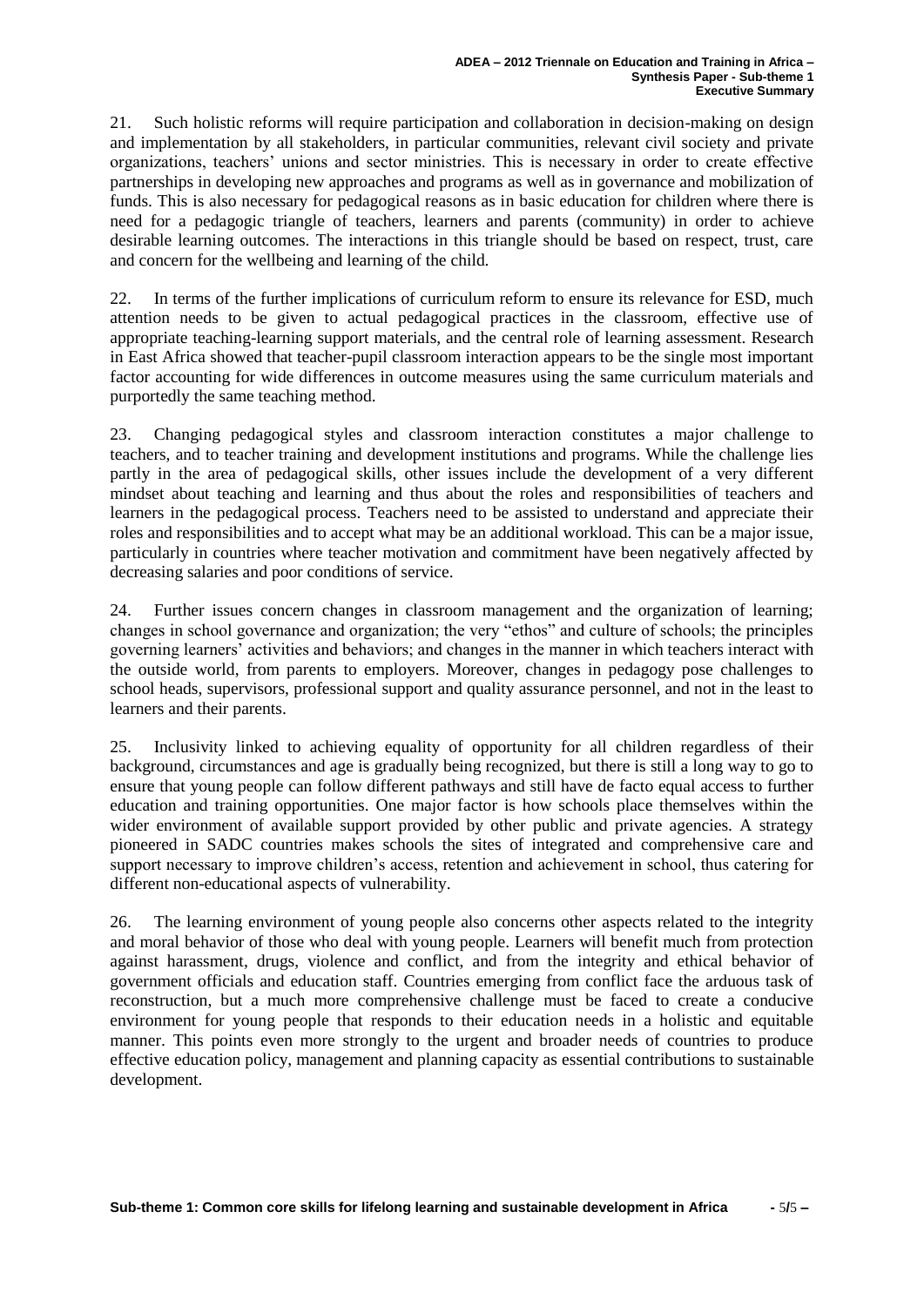21. Such holistic reforms will require participation and collaboration in decision-making on design and implementation by all stakeholders, in particular communities, relevant civil society and private organizations, teachers' unions and sector ministries. This is necessary in order to create effective partnerships in developing new approaches and programs as well as in governance and mobilization of funds. This is also necessary for pedagogical reasons as in basic education for children where there is need for a pedagogic triangle of teachers, learners and parents (community) in order to achieve desirable learning outcomes. The interactions in this triangle should be based on respect, trust, care and concern for the wellbeing and learning of the child.

22. In terms of the further implications of curriculum reform to ensure its relevance for ESD, much attention needs to be given to actual pedagogical practices in the classroom, effective use of appropriate teaching-learning support materials, and the central role of learning assessment. Research in East Africa showed that teacher-pupil classroom interaction appears to be the single most important factor accounting for wide differences in outcome measures using the same curriculum materials and purportedly the same teaching method.

23. Changing pedagogical styles and classroom interaction constitutes a major challenge to teachers, and to teacher training and development institutions and programs. While the challenge lies partly in the area of pedagogical skills, other issues include the development of a very different mindset about teaching and learning and thus about the roles and responsibilities of teachers and learners in the pedagogical process. Teachers need to be assisted to understand and appreciate their roles and responsibilities and to accept what may be an additional workload. This can be a major issue, particularly in countries where teacher motivation and commitment have been negatively affected by decreasing salaries and poor conditions of service.

24. Further issues concern changes in classroom management and the organization of learning; changes in school governance and organization; the very "ethos" and culture of schools; the principles governing learners' activities and behaviors; and changes in the manner in which teachers interact with the outside world, from parents to employers. Moreover, changes in pedagogy pose challenges to school heads, supervisors, professional support and quality assurance personnel, and not in the least to learners and their parents.

25. Inclusivity linked to achieving equality of opportunity for all children regardless of their background, circumstances and age is gradually being recognized, but there is still a long way to go to ensure that young people can follow different pathways and still have de facto equal access to further education and training opportunities. One major factor is how schools place themselves within the wider environment of available support provided by other public and private agencies. A strategy pioneered in SADC countries makes schools the sites of integrated and comprehensive care and support necessary to improve children's access, retention and achievement in school, thus catering for different non-educational aspects of vulnerability.

26. The learning environment of young people also concerns other aspects related to the integrity and moral behavior of those who deal with young people. Learners will benefit much from protection against harassment, drugs, violence and conflict, and from the integrity and ethical behavior of government officials and education staff. Countries emerging from conflict face the arduous task of reconstruction, but a much more comprehensive challenge must be faced to create a conducive environment for young people that responds to their education needs in a holistic and equitable manner. This points even more strongly to the urgent and broader needs of countries to produce effective education policy, management and planning capacity as essential contributions to sustainable development.